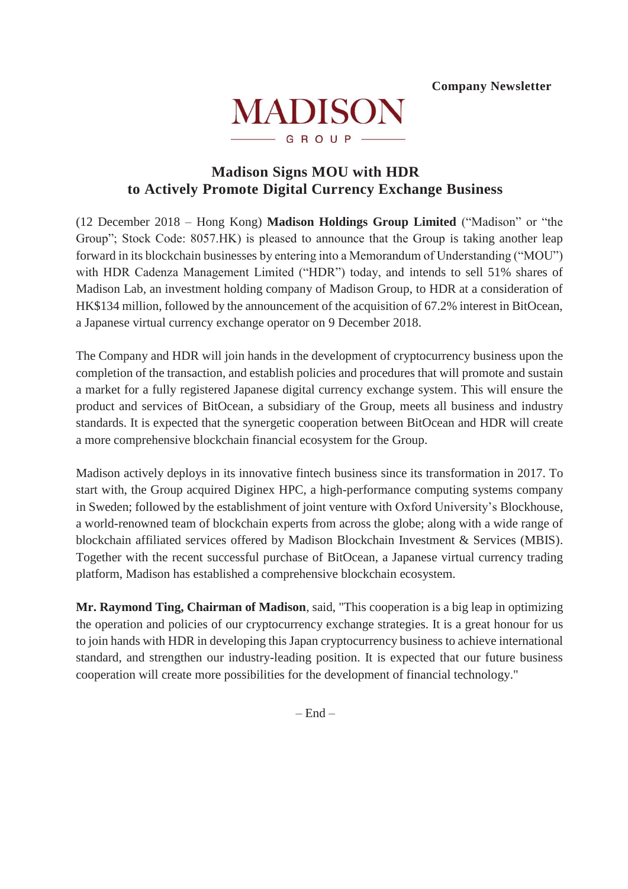**Company Newsletter**

MADISON

GROUP

## Madison Signs MOU with HDR to Actively Promote Digital Currency Exchange Business

(12 December 2018 – Hong Kong) **Madison Holdings Group Limited** ("Madison" or "the Group"; Stock Code: 8057.HK) is pleased to announce that the Group is taking another leap forward in its blockchain businesses by entering into a Memorandum of Understanding ("MOU") with HDR Cadenza Management Limited ("HDR") today, and intends to sell 51% shares of Madison Lab, an investment holding company of Madison Group, to HDR at a consideration of HK$134 million, followed by the announcement of the acquisition of 67.2% interest in BitOcean, a Japanese virtual currency exchange operator on 9 December 2018.

The Company and HDR will join hands in the development of cryptocurrency business upon the completion of the transaction, and establish policies and procedures that will promote and sustain a market for a fully registered Japanese digital currency exchange system. This will ensure the product and services of BitOcean, a subsidiary of the Group, meets all business and industry standards. It is expected that the synergetic cooperation between BitOcean and HDR will create a more comprehensive blockchain financial ecosystem for the Group.

Madison actively deploys in its innovative fintech business since its transformation in 2017. To start with, the Group acquired Diginex HPC, a high-performance computing systems company in Sweden; followed by the establishment of joint venture with Oxford University's Blockhouse, a world-renowned team of blockchain experts from across the globe; along with a wide range of blockchain affiliated services offered by Madison Blockchain Investment & Services (MBIS). Together with the recent successful purchase of BitOcean, a Japanese virtual currency trading platform, Madison has established a comprehensive blockchain ecosystem.

**Mr. Raymond Ting, Chairman of Madison**, said, "This cooperation is a big leap in optimizing the operation and policies of our cryptocurrency exchange strategies. It is a great honour for us to join hands with HDR in developing this Japan cryptocurrency business to achieve international standard, and strengthen our industry-leading position. It is expected that our future business cooperation will create more possibilities for the development of financial technology."

– End –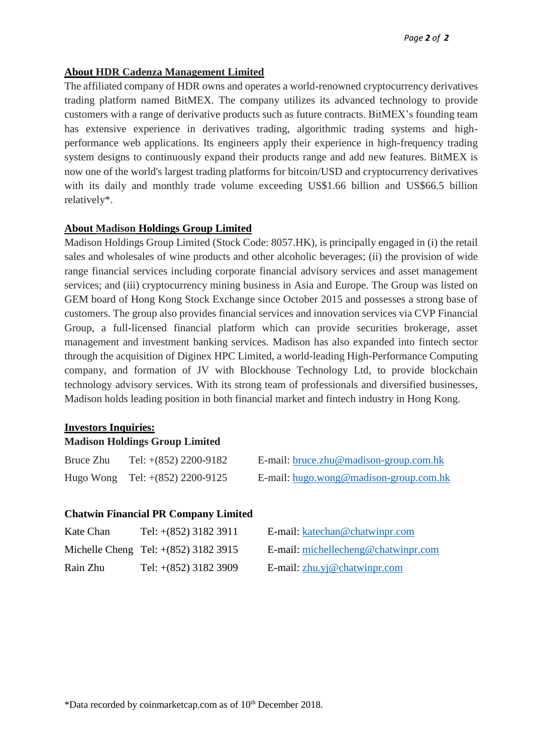## About HDR Cadenza Management Limited

The affiliated company of HDR owns and operates a world-renowned cryptocurrency derivatives trading platform named BitMEX. The company utilizes its advanced technology to provide customers with a range of derivative products such as future contracts. BitMEX's founding team has extensive experience in derivatives trading, algorithmic trading systems and high-performance web applications. Its engineers apply their experience in high-frequency trading system designs to continuously expand their products range and add new features. BitMEX is now one of the world's largest trading platforms for bitcoin/USD and cryptocurrency derivatives with its daily and monthly trade volume exceeding US$1.66 billion and US$66.5 billion relatively*.

## About Madison Holdings Group Limited

Madison Holdings Group Limited (Stock Code: 8057.HK), is principally engaged in (i) the retail sales and wholesales of wine products and other alcoholic beverages; (ii) the provision of wide range financial services including corporate financial advisory services and asset management services; and (iii) cryptocurrency mining business in Asia and Europe. The Group was listed on GEM board of Hong Kong Stock Exchange since October 2015 and possesses a strong base of customers. The group also provides financial services and innovation services via CVP Financial Group, a full-licensed financial platform which can provide securities brokerage, asset management and investment banking services. Madison has also expanded into fintech sector through the acquisition of Diginex HPC Limited, a world-leading High-Performance Computing company, and formation of JV with Blockhouse Technology Ltd, to provide blockchain technology advisory services. With its strong team of professionals and diversified businesses, Madison holds leading position in both financial market and fintech industry in Hong Kong.

## Investors Inquiries:

**Madison Holdings Group Limited**

| | | |
|---|---|---|
| Bruce Zhu | Tel: +(852) 2200-9182 | E-mail: bruce.zhu@madison-group.com.hk |
| Hugo Wong | Tel: +(852) 2200-9125 | E-mail: hugo.wong@madison-group.com.hk |

**Chatwin Financial PR Company Limited**

| | | |
|---|---|---|
| Kate Chan | Tel: +(852) 3182 3911 | E-mail: katechan@chatwinpr.com |
| Michelle Cheng | Tel: +(852) 3182 3915 | E-mail: michellecheng@chatwinpr.com |
| Rain Zhu | Tel: +(852) 3182 3909 | E-mail: zhu.yj@chatwinpr.com |

*Data recorded by coinmarketcap.com as of 10th December 2018.